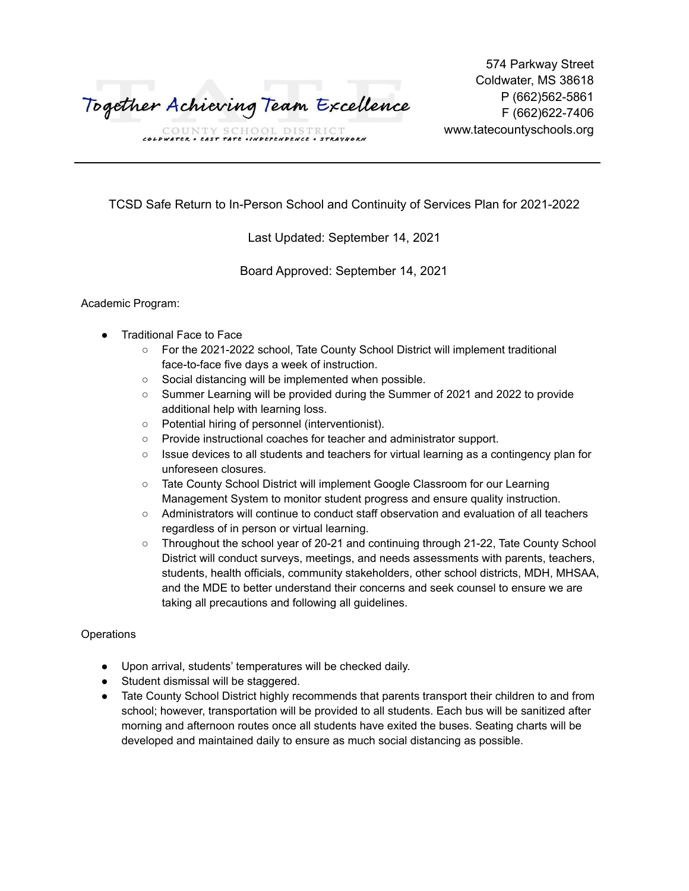Together Achieving Team Excellence

COUNTY SCHOOL DISTRICT
COLDWATER • EAST TATE • INDEPENDENCE • STRAYHORN

574 Parkway Street
Coldwater, MS 38618
P (662)562-5861
F (662)622-7406
www.tatecountyschools.org

---

TCSD Safe Return to In-Person School and Continuity of Services Plan for 2021-2022

Last Updated: September 14, 2021

Board Approved: September 14, 2021

Academic Program:

- Traditional Face to Face
  - For the 2021-2022 school, Tate County School District will implement traditional face-to-face five days a week of instruction.
  - Social distancing will be implemented when possible.
  - Summer Learning will be provided during the Summer of 2021 and 2022 to provide additional help with learning loss.
  - Potential hiring of personnel (interventionist).
  - Provide instructional coaches for teacher and administrator support.
  - Issue devices to all students and teachers for virtual learning as a contingency plan for unforeseen closures.
  - Tate County School District will implement Google Classroom for our Learning Management System to monitor student progress and ensure quality instruction.
  - Administrators will continue to conduct staff observation and evaluation of all teachers regardless of in person or virtual learning.
  - Throughout the school year of 20-21 and continuing through 21-22, Tate County School District will conduct surveys, meetings, and needs assessments with parents, teachers, students, health officials, community stakeholders, other school districts, MDH, MHSAA, and the MDE to better understand their concerns and seek counsel to ensure we are taking all precautions and following all guidelines.

Operations

- Upon arrival, students' temperatures will be checked daily.
- Student dismissal will be staggered.
- Tate County School District highly recommends that parents transport their children to and from school; however, transportation will be provided to all students. Each bus will be sanitized after morning and afternoon routes once all students have exited the buses. Seating charts will be developed and maintained daily to ensure as much social distancing as possible.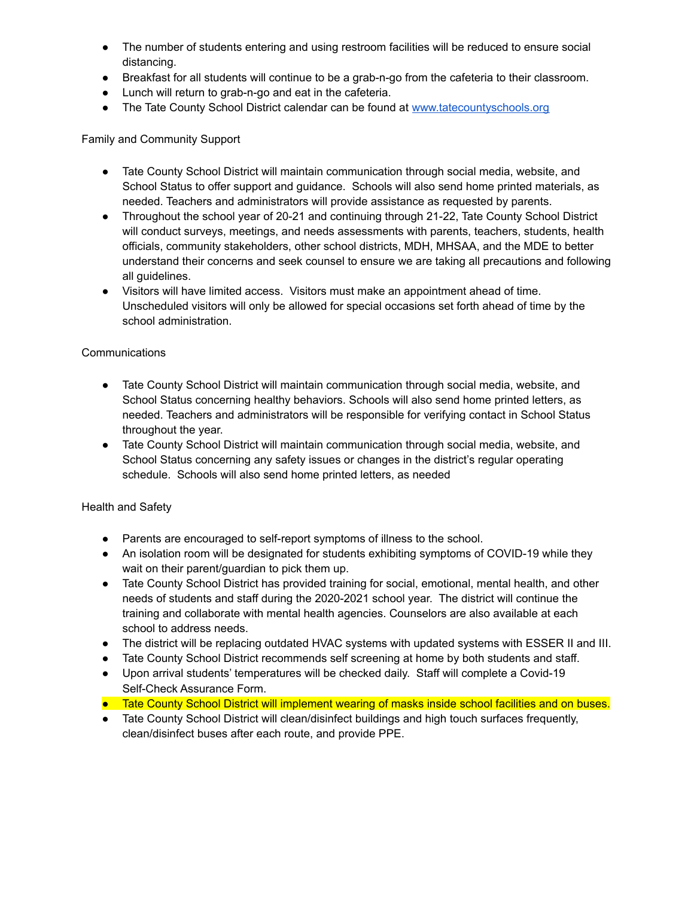- The number of students entering and using restroom facilities will be reduced to ensure social distancing.
- Breakfast for all students will continue to be a grab-n-go from the cafeteria to their classroom.
- Lunch will return to grab-n-go and eat in the cafeteria.
- The Tate County School District calendar can be found at [www.tatecountyschools.org](http://www.tatecountyschools.org)

Family and Community Support

- Tate County School District will maintain communication through social media, website, and School Status to offer support and guidance. Schools will also send home printed materials, as needed. Teachers and administrators will provide assistance as requested by parents.
- Throughout the school year of 20-21 and continuing through 21-22, Tate County School District will conduct surveys, meetings, and needs assessments with parents, teachers, students, health officials, community stakeholders, other school districts, MDH, MHSAA, and the MDE to better understand their concerns and seek counsel to ensure we are taking all precautions and following all guidelines.
- Visitors will have limited access. Visitors must make an appointment ahead of time. Unscheduled visitors will only be allowed for special occasions set forth ahead of time by the school administration.

Communications

- Tate County School District will maintain communication through social media, website, and School Status concerning healthy behaviors. Schools will also send home printed letters, as needed. Teachers and administrators will be responsible for verifying contact in School Status throughout the year.
- Tate County School District will maintain communication through social media, website, and School Status concerning any safety issues or changes in the district's regular operating schedule. Schools will also send home printed letters, as needed

Health and Safety

- Parents are encouraged to self-report symptoms of illness to the school.
- An isolation room will be designated for students exhibiting symptoms of COVID-19 while they wait on their parent/guardian to pick them up.
- Tate County School District has provided training for social, emotional, mental health, and other needs of students and staff during the 2020-2021 school year. The district will continue the training and collaborate with mental health agencies. Counselors are also available at each school to address needs.
- The district will be replacing outdated HVAC systems with updated systems with ESSER II and III.
- Tate County School District recommends self screening at home by both students and staff.
- Upon arrival students' temperatures will be checked daily. Staff will complete a Covid-19 Self-Check Assurance Form.
- Tate County School District will implement wearing of masks inside school facilities and on buses.
- Tate County School District will clean/disinfect buildings and high touch surfaces frequently, clean/disinfect buses after each route, and provide PPE.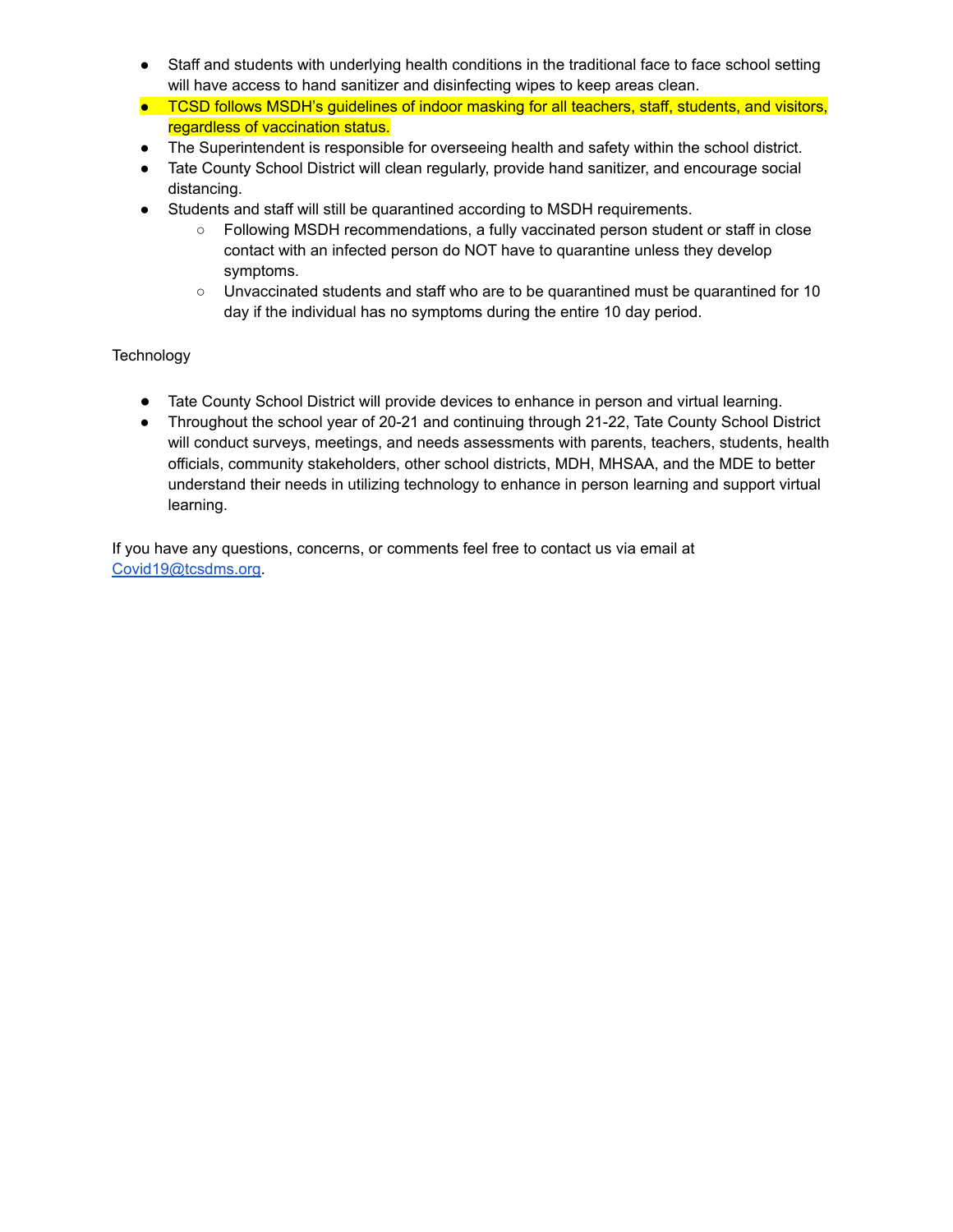- Staff and students with underlying health conditions in the traditional face to face school setting will have access to hand sanitizer and disinfecting wipes to keep areas clean.
- TCSD follows MSDH's guidelines of indoor masking for all teachers, staff, students, and visitors, regardless of vaccination status.
- The Superintendent is responsible for overseeing health and safety within the school district.
- Tate County School District will clean regularly, provide hand sanitizer, and encourage social distancing.
- Students and staff will still be quarantined according to MSDH requirements.
  - Following MSDH recommendations, a fully vaccinated person student or staff in close contact with an infected person do NOT have to quarantine unless they develop symptoms.
  - Unvaccinated students and staff who are to be quarantined must be quarantined for 10 day if the individual has no symptoms during the entire 10 day period.

Technology

- Tate County School District will provide devices to enhance in person and virtual learning.
- Throughout the school year of 20-21 and continuing through 21-22, Tate County School District will conduct surveys, meetings, and needs assessments with parents, teachers, students, health officials, community stakeholders, other school districts, MDH, MHSAA, and the MDE to better understand their needs in utilizing technology to enhance in person learning and support virtual learning.

If you have any questions, concerns, or comments feel free to contact us via email at Covid19@tcsdms.org.